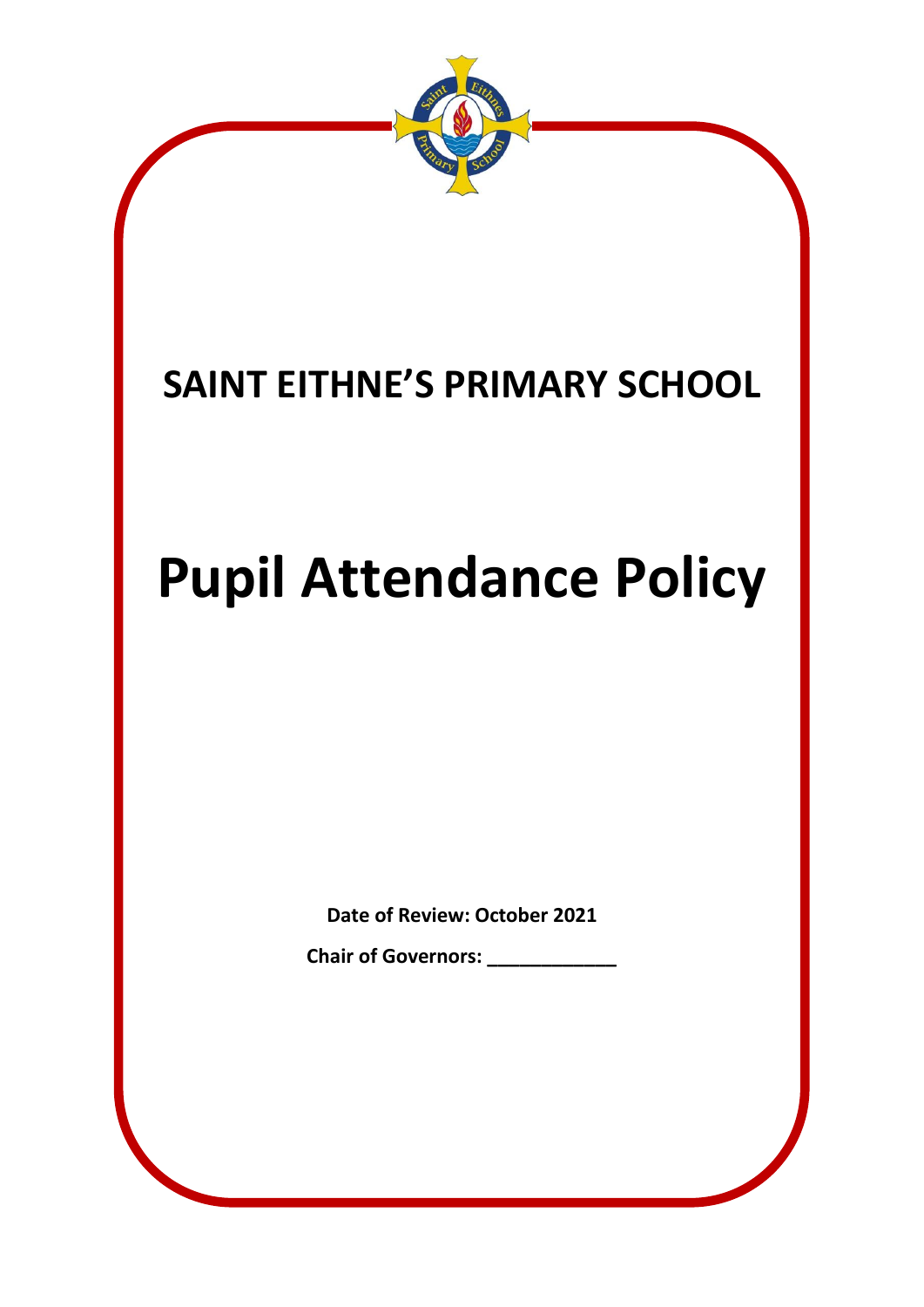# SAINT EITHNE'S PRIMARY SCHOOL

# Pupil Attendance Policy

**Date of Review: October 2021**

**Chair of Governors: ____________**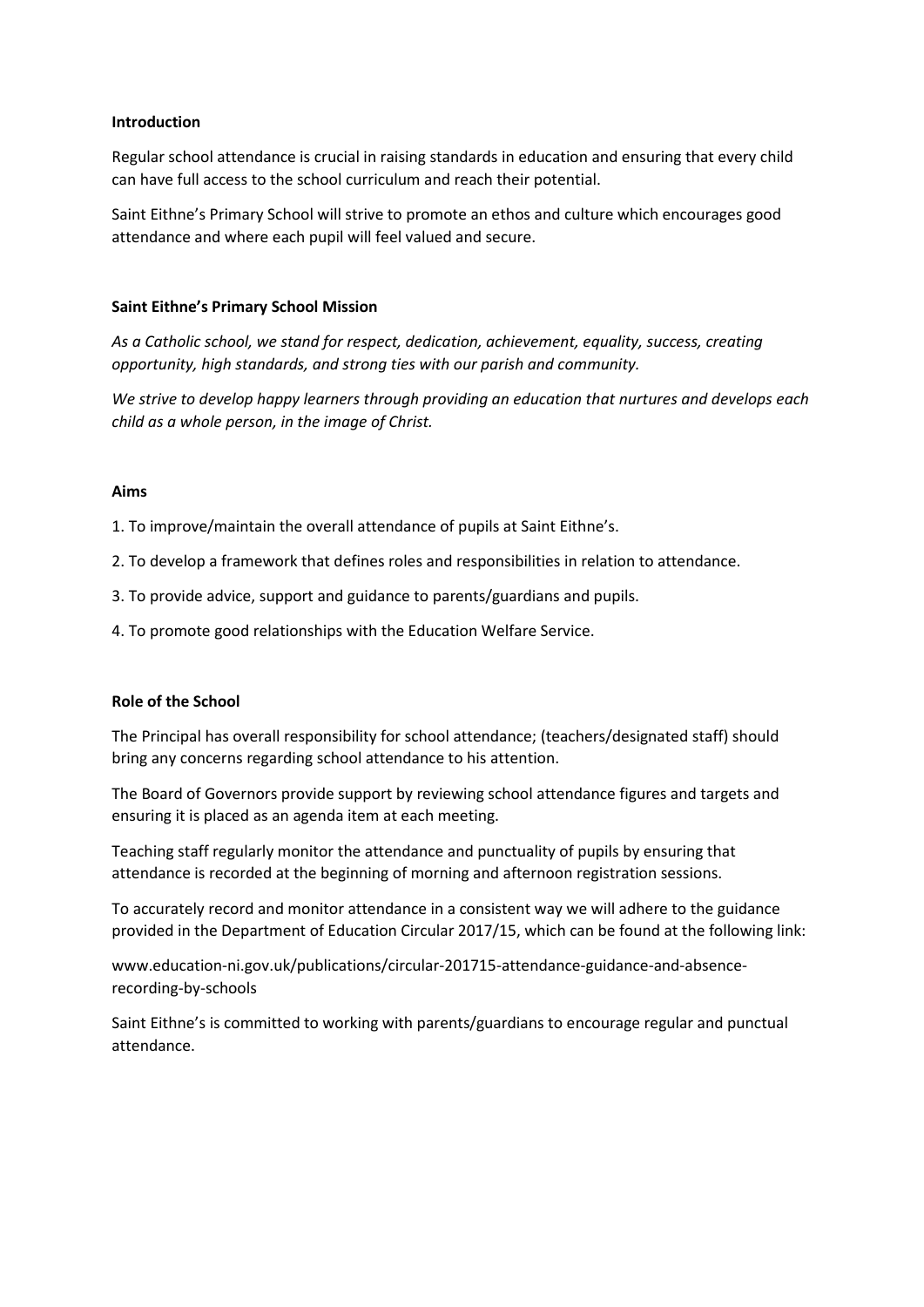**Introduction**

Regular school attendance is crucial in raising standards in education and ensuring that every child can have full access to the school curriculum and reach their potential.

Saint Eithne's Primary School will strive to promote an ethos and culture which encourages good attendance and where each pupil will feel valued and secure.

**Saint Eithne's Primary School Mission**

*As a Catholic school, we stand for respect, dedication, achievement, equality, success, creating opportunity, high standards, and strong ties with our parish and community.*

*We strive to develop happy learners through providing an education that nurtures and develops each child as a whole person, in the image of Christ.*

**Aims**

1. To improve/maintain the overall attendance of pupils at Saint Eithne's.
2. To develop a framework that defines roles and responsibilities in relation to attendance.
3. To provide advice, support and guidance to parents/guardians and pupils.
4. To promote good relationships with the Education Welfare Service.

**Role of the School**

The Principal has overall responsibility for school attendance; (teachers/designated staff) should bring any concerns regarding school attendance to his attention.

The Board of Governors provide support by reviewing school attendance figures and targets and ensuring it is placed as an agenda item at each meeting.

Teaching staff regularly monitor the attendance and punctuality of pupils by ensuring that attendance is recorded at the beginning of morning and afternoon registration sessions.

To accurately record and monitor attendance in a consistent way we will adhere to the guidance provided in the Department of Education Circular 2017/15, which can be found at the following link:

www.education-ni.gov.uk/publications/circular-201715-attendance-guidance-and-absence-recording-by-schools

Saint Eithne's is committed to working with parents/guardians to encourage regular and punctual attendance.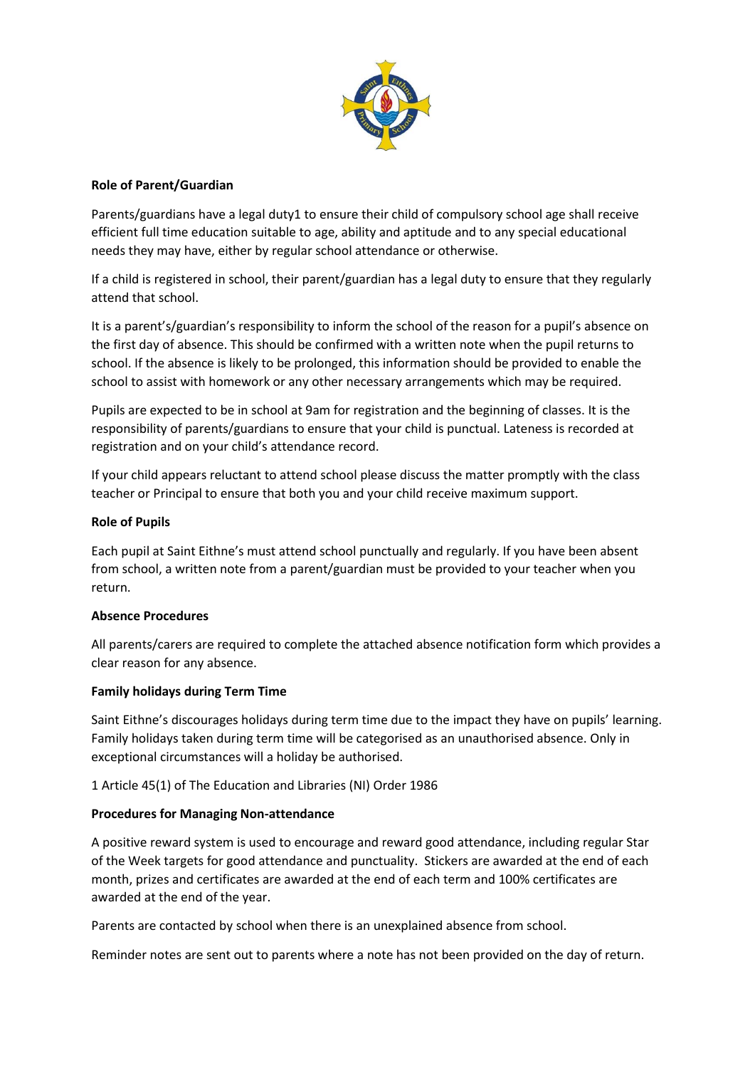**Role of Parent/Guardian**

Parents/guardians have a legal duty[1] to ensure their child of compulsory school age shall receive efficient full time education suitable to age, ability and aptitude and to any special educational needs they may have, either by regular school attendance or otherwise.

If a child is registered in school, their parent/guardian has a legal duty to ensure that they regularly attend that school.

It is a parent's/guardian's responsibility to inform the school of the reason for a pupil's absence on the first day of absence. This should be confirmed with a written note when the pupil returns to school. If the absence is likely to be prolonged, this information should be provided to enable the school to assist with homework or any other necessary arrangements which may be required.

Pupils are expected to be in school at 9am for registration and the beginning of classes. It is the responsibility of parents/guardians to ensure that your child is punctual. Lateness is recorded at registration and on your child's attendance record.

If your child appears reluctant to attend school please discuss the matter promptly with the class teacher or Principal to ensure that both you and your child receive maximum support.

**Role of Pupils**

Each pupil at Saint Eithne's must attend school punctually and regularly. If you have been absent from school, a written note from a parent/guardian must be provided to your teacher when you return.

**Absence Procedures**

All parents/carers are required to complete the attached absence notification form which provides a clear reason for any absence.

**Family holidays during Term Time**

Saint Eithne's discourages holidays during term time due to the impact they have on pupils' learning. Family holidays taken during term time will be categorised as an unauthorised absence. Only in exceptional circumstances will a holiday be authorised.

[1] Article 45(1) of The Education and Libraries (NI) Order 1986

**Procedures for Managing Non-attendance**

A positive reward system is used to encourage and reward good attendance, including regular Star of the Week targets for good attendance and punctuality. Stickers are awarded at the end of each month, prizes and certificates are awarded at the end of each term and 100% certificates are awarded at the end of the year.

Parents are contacted by school when there is an unexplained absence from school.

Reminder notes are sent out to parents where a note has not been provided on the day of return.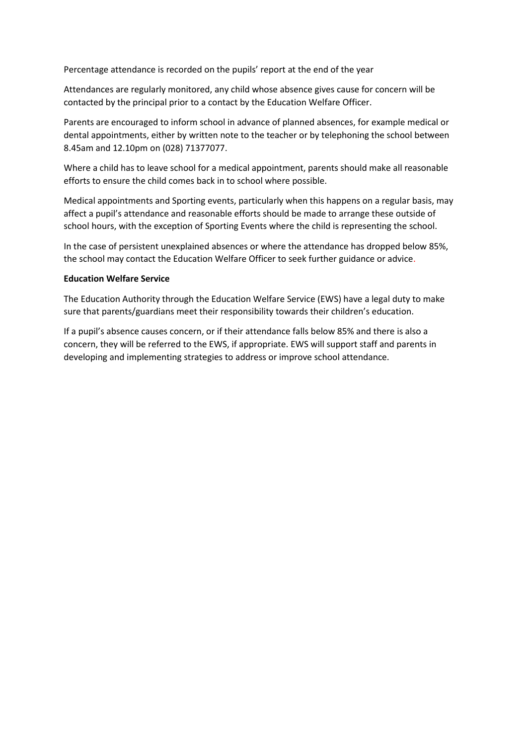Percentage attendance is recorded on the pupils' report at the end of the year

Attendances are regularly monitored, any child whose absence gives cause for concern will be contacted by the principal prior to a contact by the Education Welfare Officer.

Parents are encouraged to inform school in advance of planned absences, for example medical or dental appointments, either by written note to the teacher or by telephoning the school between 8.45am and 12.10pm on (028) 71377077.

Where a child has to leave school for a medical appointment, parents should make all reasonable efforts to ensure the child comes back in to school where possible.

Medical appointments and Sporting events, particularly when this happens on a regular basis, may affect a pupil's attendance and reasonable efforts should be made to arrange these outside of school hours, with the exception of Sporting Events where the child is representing the school.

In the case of persistent unexplained absences or where the attendance has dropped below 85%, the school may contact the Education Welfare Officer to seek further guidance or advice.

**Education Welfare Service**

The Education Authority through the Education Welfare Service (EWS) have a legal duty to make sure that parents/guardians meet their responsibility towards their children's education.

If a pupil's absence causes concern, or if their attendance falls below 85% and there is also a concern, they will be referred to the EWS, if appropriate. EWS will support staff and parents in developing and implementing strategies to address or improve school attendance.